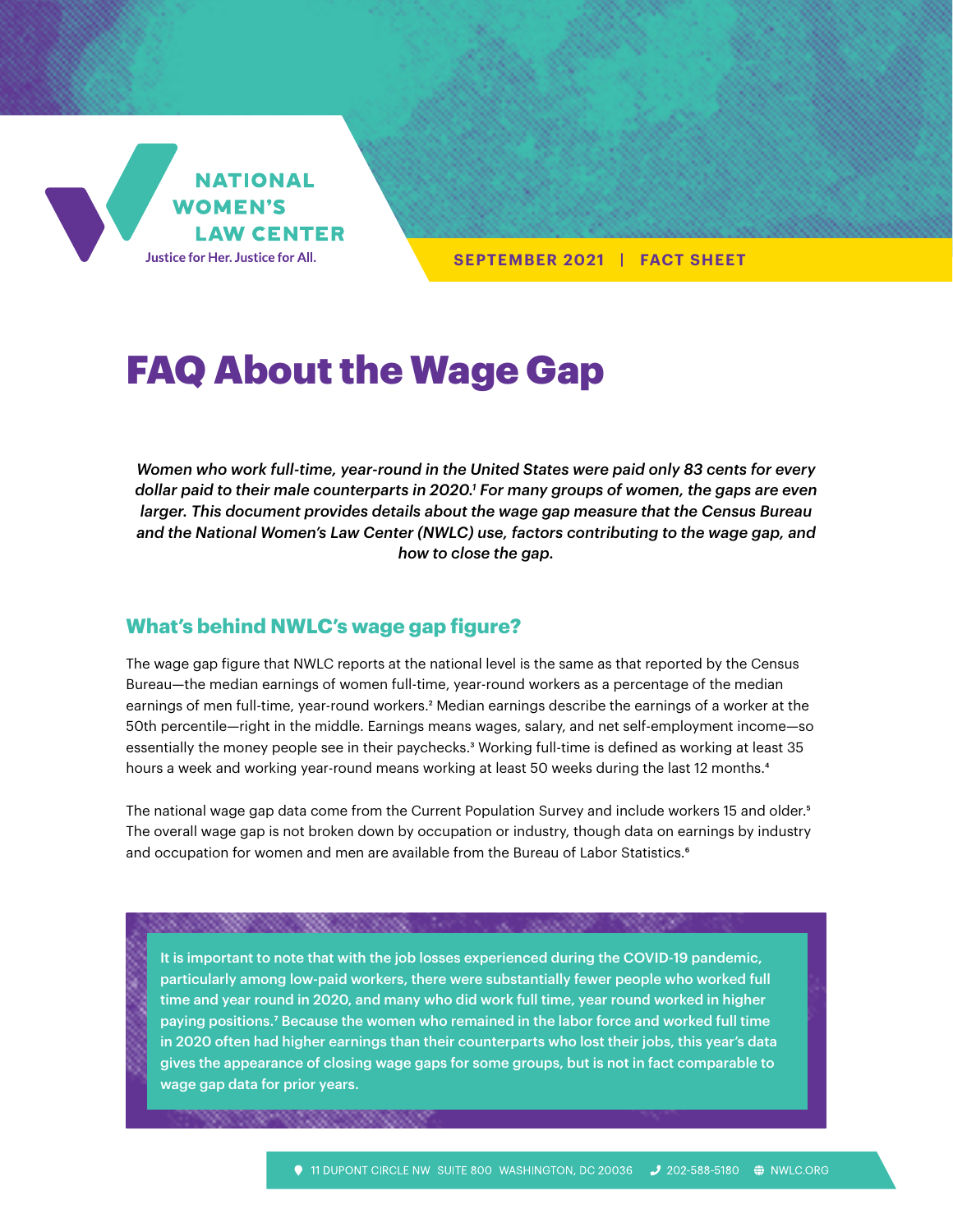NATIONAL WOMEN'S LAW CENTER

Justice for Her. Justice for All.

SEPTEMBER 2021 | FACT SHEET

# FAQ About the Wage Gap

*Women who work full-time, year-round in the United States were paid only 83 cents for every dollar paid to their male counterparts in 2020.[1] For many groups of women, the gaps are even larger. This document provides details about the wage gap measure that the Census Bureau and the National Women's Law Center (NWLC) use, factors contributing to the wage gap, and how to close the gap.*

## What's behind NWLC's wage gap figure?

The wage gap figure that NWLC reports at the national level is the same as that reported by the Census Bureau—the median earnings of women full-time, year-round workers as a percentage of the median earnings of men full-time, year-round workers.[2] Median earnings describe the earnings of a worker at the 50th percentile—right in the middle. Earnings means wages, salary, and net self-employment income—so essentially the money people see in their paychecks.[3] Working full-time is defined as working at least 35 hours a week and working year-round means working at least 50 weeks during the last 12 months.[4]

The national wage gap data come from the Current Population Survey and include workers 15 and older.[5] The overall wage gap is not broken down by occupation or industry, though data on earnings by industry and occupation for women and men are available from the Bureau of Labor Statistics.[6]

**It is important to note that with the job losses experienced during the COVID-19 pandemic, particularly among low-paid workers, there were substantially fewer people who worked full time and year round in 2020, and many who did work full time, year round worked in higher paying positions.[7] Because the women who remained in the labor force and worked full time in 2020 often had higher earnings than their counterparts who lost their jobs, this year's data gives the appearance of closing wage gaps for some groups, but is not in fact comparable to wage gap data for prior years.**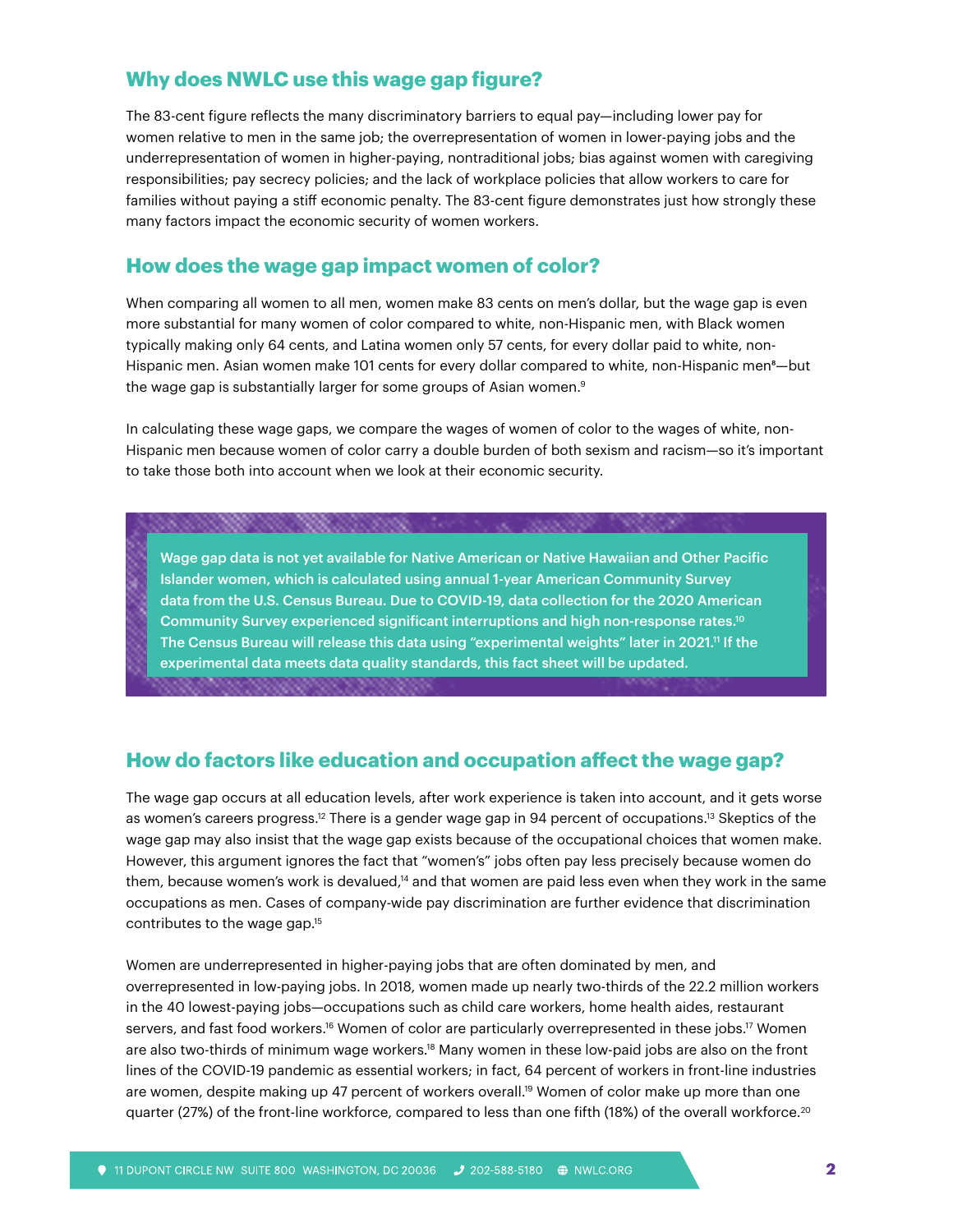## Why does NWLC use this wage gap figure?

The 83-cent figure reflects the many discriminatory barriers to equal pay—including lower pay for women relative to men in the same job; the overrepresentation of women in lower-paying jobs and the underrepresentation of women in higher-paying, nontraditional jobs; bias against women with caregiving responsibilities; pay secrecy policies; and the lack of workplace policies that allow workers to care for families without paying a stiff economic penalty. The 83-cent figure demonstrates just how strongly these many factors impact the economic security of women workers.

## How does the wage gap impact women of color?

When comparing all women to all men, women make 83 cents on men's dollar, but the wage gap is even more substantial for many women of color compared to white, non-Hispanic men, with Black women typically making only 64 cents, and Latina women only 57 cents, for every dollar paid to white, non-Hispanic men. Asian women make 101 cents for every dollar compared to white, non-Hispanic men[8]—but the wage gap is substantially larger for some groups of Asian women.[9]

In calculating these wage gaps, we compare the wages of women of color to the wages of white, non-Hispanic men because women of color carry a double burden of both sexism and racism—so it's important to take those both into account when we look at their economic security.

**Wage gap data is not yet available for Native American or Native Hawaiian and Other Pacific Islander women, which is calculated using annual 1-year American Community Survey data from the U.S. Census Bureau. Due to COVID-19, data collection for the 2020 American Community Survey experienced significant interruptions and high non-response rates.[10] The Census Bureau will release this data using "experimental weights" later in 2021.[11] If the experimental data meets data quality standards, this fact sheet will be updated.**

## How do factors like education and occupation affect the wage gap?

The wage gap occurs at all education levels, after work experience is taken into account, and it gets worse as women's careers progress.[12] There is a gender wage gap in 94 percent of occupations.[13] Skeptics of the wage gap may also insist that the wage gap exists because of the occupational choices that women make. However, this argument ignores the fact that "women's" jobs often pay less precisely because women do them, because women's work is devalued,[14] and that women are paid less even when they work in the same occupations as men. Cases of company-wide pay discrimination are further evidence that discrimination contributes to the wage gap.[15]

Women are underrepresented in higher-paying jobs that are often dominated by men, and overrepresented in low-paying jobs. In 2018, women made up nearly two-thirds of the 22.2 million workers in the 40 lowest-paying jobs—occupations such as child care workers, home health aides, restaurant servers, and fast food workers.[16] Women of color are particularly overrepresented in these jobs.[17] Women are also two-thirds of minimum wage workers.[18] Many women in these low-paid jobs are also on the front lines of the COVID-19 pandemic as essential workers; in fact, 64 percent of workers in front-line industries are women, despite making up 47 percent of workers overall.[19] Women of color make up more than one quarter (27%) of the front-line workforce, compared to less than one fifth (18%) of the overall workforce.[20]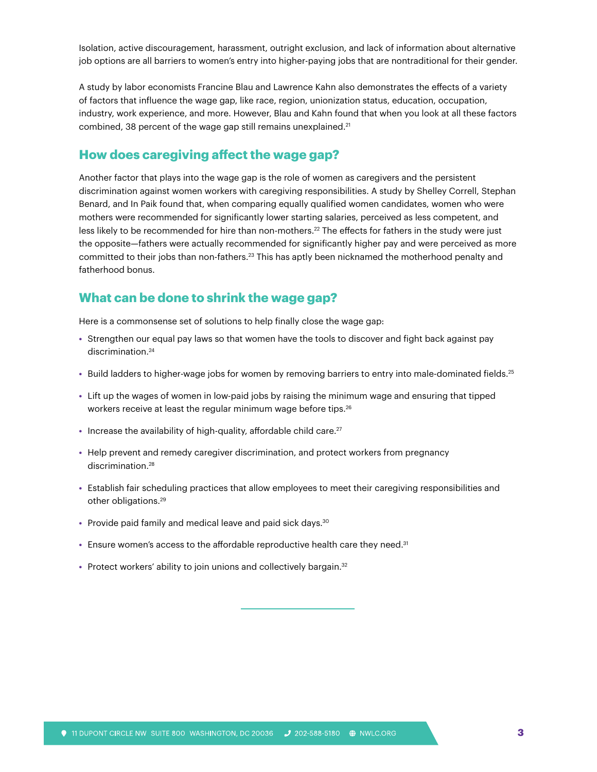Isolation, active discouragement, harassment, outright exclusion, and lack of information about alternative job options are all barriers to women's entry into higher-paying jobs that are nontraditional for their gender.

A study by labor economists Francine Blau and Lawrence Kahn also demonstrates the effects of a variety of factors that influence the wage gap, like race, region, unionization status, education, occupation, industry, work experience, and more. However, Blau and Kahn found that when you look at all these factors combined, 38 percent of the wage gap still remains unexplained.[21]

## How does caregiving affect the wage gap?

Another factor that plays into the wage gap is the role of women as caregivers and the persistent discrimination against women workers with caregiving responsibilities. A study by Shelley Correll, Stephan Benard, and In Paik found that, when comparing equally qualified women candidates, women who were mothers were recommended for significantly lower starting salaries, perceived as less competent, and less likely to be recommended for hire than non-mothers.[22] The effects for fathers in the study were just the opposite—fathers were actually recommended for significantly higher pay and were perceived as more committed to their jobs than non-fathers.[23] This has aptly been nicknamed the motherhood penalty and fatherhood bonus.

## What can be done to shrink the wage gap?

Here is a commonsense set of solutions to help finally close the wage gap:

- Strengthen our equal pay laws so that women have the tools to discover and fight back against pay discrimination.[24]
- Build ladders to higher-wage jobs for women by removing barriers to entry into male-dominated fields.[25]
- Lift up the wages of women in low-paid jobs by raising the minimum wage and ensuring that tipped workers receive at least the regular minimum wage before tips.[26]
- Increase the availability of high-quality, affordable child care.[27]
- Help prevent and remedy caregiver discrimination, and protect workers from pregnancy discrimination.[28]
- Establish fair scheduling practices that allow employees to meet their caregiving responsibilities and other obligations.[29]
- Provide paid family and medical leave and paid sick days.[30]
- Ensure women's access to the affordable reproductive health care they need.[31]
- Protect workers' ability to join unions and collectively bargain.[32]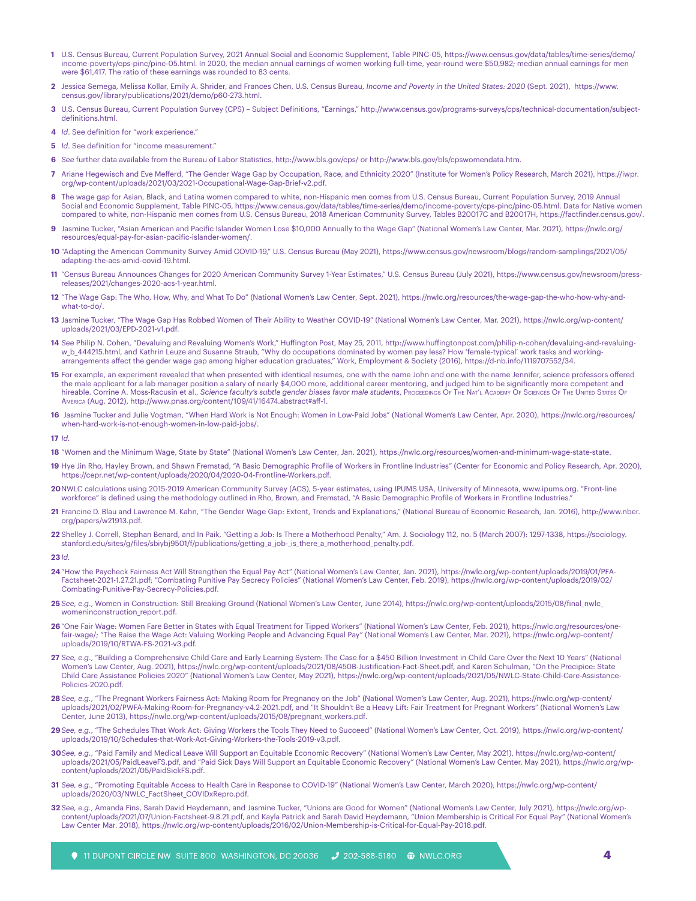1 U.S. Census Bureau, Current Population Survey, 2021 Annual Social and Economic Supplement, Table PINC-05, https://www.census.gov/data/tables/time-series/demo/income-poverty/cps-pinc/pinc-05.html. In 2020, the median annual earnings of women working full-time, year-round were $50,982; median annual earnings for men were $61,417. The ratio of these earnings was rounded to 83 cents.

2 Jessica Semega, Melissa Kollar, Emily A. Shrider, and Frances Chen, U.S. Census Bureau, *Income and Poverty in the United States: 2020* (Sept. 2021), https://www.census.gov/library/publications/2021/demo/p60-273.html.

3 U.S. Census Bureau, Current Population Survey (CPS) – Subject Definitions, "Earnings," http://www.census.gov/programs-surveys/cps/technical-documentation/subject-definitions.html.

4 *Id*. See definition for "work experience."

5 *Id*. See definition for "income measurement."

6 *See* further data available from the Bureau of Labor Statistics, http://www.bls.gov/cps/ or http://www.bls.gov/bls/cpswomendata.htm.

7 Ariane Hegewisch and Eve Mefferd, "The Gender Wage Gap by Occupation, Race, and Ethnicity 2020" (Institute for Women's Policy Research, March 2021), https://iwpr.org/wp-content/uploads/2021/03/2021-Occupational-Wage-Gap-Brief-v2.pdf.

8 The wage gap for Asian, Black, and Latina women compared to white, non-Hispanic men comes from U.S. Census Bureau, Current Population Survey, 2019 Annual Social and Economic Supplement, Table PINC-05, https://www.census.gov/data/tables/time-series/demo/income-poverty/cps-pinc/pinc-05.html. Data for Native women compared to white, non-Hispanic men comes from U.S. Census Bureau, 2018 American Community Survey, Tables B20017C and B20017H, https://factfinder.census.gov/.

9 Jasmine Tucker, "Asian American and Pacific Islander Women Lose $10,000 Annually to the Wage Gap" (National Women's Law Center, Mar. 2021), https://nwlc.org/resources/equal-pay-for-asian-pacific-islander-women/.

10 "Adapting the American Community Survey Amid COVID-19," U.S. Census Bureau (May 2021), https://www.census.gov/newsroom/blogs/random-samplings/2021/05/adapting-the-acs-amid-covid-19.html.

11 "Census Bureau Announces Changes for 2020 American Community Survey 1-Year Estimates," U.S. Census Bureau (July 2021), https://www.census.gov/newsroom/press-releases/2021/changes-2020-acs-1-year.html.

12 "The Wage Gap: The Who, How, Why, and What To Do" (National Women's Law Center, Sept. 2021), https://nwlc.org/resources/the-wage-gap-the-who-how-why-and-what-to-do/.

13 Jasmine Tucker, "The Wage Gap Has Robbed Women of Their Ability to Weather COVID-19" (National Women's Law Center, Mar. 2021), https://nwlc.org/wp-content/uploads/2021/03/EPD-2021-v1.pdf.

14 *See* Philip N. Cohen, "Devaluing and Revaluing Women's Work," Huffington Post, May 25, 2011, http://www.huffingtonpost.com/philip-n-cohen/devaluing-and-revaluing-w_b_444215.html, and Kathrin Leuze and Susanne Straub, "Why do occupations dominated by women pay less? How 'female-typical' work tasks and working-arrangements affect the gender wage gap among higher education graduates," Work, Employment & Society (2016), https://d-nb.info/1119707552/34.

15 For example, an experiment revealed that when presented with identical resumes, one with the name John and one with the name Jennifer, science professors offered the male applicant for a lab manager position a salary of nearly $4,000 more, additional career mentoring, and judged him to be significantly more competent and hireable. Corrine A. Moss-Racusin et al., *Science faculty's subtle gender biases favor male students*, Proceedings Of The Nat'l Academy Of Sciences Of The United States Of America (Aug. 2012), http://www.pnas.org/content/109/41/16474.abstract#aff-1.

16 Jasmine Tucker and Julie Vogtman, "When Hard Work is Not Enough: Women in Low-Paid Jobs" (National Women's Law Center, Apr. 2020), https://nwlc.org/resources/when-hard-work-is-not-enough-women-in-low-paid-jobs/.

17 *Id.*

18 "Women and the Minimum Wage, State by State" (National Women's Law Center, Jan. 2021), https://nwlc.org/resources/women-and-minimum-wage-state-state.

19 Hye Jin Rho, Hayley Brown, and Shawn Fremstad, "A Basic Demographic Profile of Workers in Frontline Industries" (Center for Economic and Policy Research, Apr. 2020), https://cepr.net/wp-content/uploads/2020/04/2020-04-Frontline-Workers.pdf.

20 NWLC calculations using 2015-2019 American Community Survey (ACS), 5-year estimates, using IPUMS USA, University of Minnesota, www.ipums.org. "Front-line workforce" is defined using the methodology outlined in Rho, Brown, and Fremstad, "A Basic Demographic Profile of Workers in Frontline Industries."

21 Francine D. Blau and Lawrence M. Kahn, "The Gender Wage Gap: Extent, Trends and Explanations," (National Bureau of Economic Research, Jan. 2016), http://www.nber.org/papers/w21913.pdf.

22 Shelley J. Correll, Stephan Benard, and In Paik, "Getting a Job: Is There a Motherhood Penalty," Am. J. Sociology 112, no. 5 (March 2007): 1297-1338, https://sociology.stanford.edu/sites/g/files/sbiybj9501/f/publications/getting_a_job-_is_there_a_motherhood_penalty.pdf.

23 *Id.*

24 "How the Paycheck Fairness Act Will Strengthen the Equal Pay Act" (National Women's Law Center, Jan. 2021), https://nwlc.org/wp-content/uploads/2019/01/PFA-Factsheet-2021-1.27.21.pdf; "Combating Punitive Pay Secrecy Policies" (National Women's Law Center, Feb. 2019), https://nwlc.org/wp-content/uploads/2019/02/Combating-Punitive-Pay-Secrecy-Policies.pdf.

25 *See, e.g.*, Women in Construction: Still Breaking Ground (National Women's Law Center, June 2014), https://nwlc.org/wp-content/uploads/2015/08/final_nwlc_womeninconstruction_report.pdf.

26 "One Fair Wage: Women Fare Better in States with Equal Treatment for Tipped Workers" (National Women's Law Center, Feb. 2021), https://nwlc.org/resources/one-fair-wage/; "The Raise the Wage Act: Valuing Working People and Advancing Equal Pay" (National Women's Law Center, Mar. 2021), https://nwlc.org/wp-content/uploads/2019/10/RTWA-FS-2021-v3.pdf.

27 *See, e.g.*, "Building a Comprehensive Child Care and Early Learning System: The Case for a $450 Billion Investment in Child Care Over the Next 10 Years" (National Women's Law Center, Aug. 2021), https://nwlc.org/wp-content/uploads/2021/08/450B-Justification-Fact-Sheet.pdf, and Karen Schulman, "On the Precipice: State Child Care Assistance Policies 2020" (National Women's Law Center, May 2021), https://nwlc.org/wp-content/uploads/2021/05/NWLC-State-Child-Care-Assistance-Policies-2020.pdf.

28 *See, e.g.*, "The Pregnant Workers Fairness Act: Making Room for Pregnancy on the Job" (National Women's Law Center, Aug. 2021), https://nwlc.org/wp-content/uploads/2021/02/PWFA-Making-Room-for-Pregnancy-v4.2-2021.pdf, and "It Shouldn't Be a Heavy Lift: Fair Treatment for Pregnant Workers" (National Women's Law Center, June 2013), https://nwlc.org/wp-content/uploads/2015/08/pregnant_workers.pdf.

29 *See, e.g.*, "The Schedules That Work Act: Giving Workers the Tools They Need to Succeed" (National Women's Law Center, Oct. 2019), https://nwlc.org/wp-content/uploads/2019/10/Schedules-that-Work-Act-Giving-Workers-the-Tools-2019-v3.pdf.

30 *See, e.g.*, "Paid Family and Medical Leave Will Support an Equitable Economic Recovery" (National Women's Law Center, May 2021), https://nwlc.org/wp-content/uploads/2021/05/PaidLeaveFS.pdf, and "Paid Sick Days Will Support an Equitable Economic Recovery" (National Women's Law Center, May 2021), https://nwlc.org/wp-content/uploads/2021/05/PaidSickFS.pdf.

31 *See, e.g.*, "Promoting Equitable Access to Health Care in Response to COVID-19" (National Women's Law Center, March 2020), https://nwlc.org/wp-content/uploads/2020/03/NWLC_FactSheet_COVIDxRepro.pdf.

32 *See, e.g.*, Amanda Fins, Sarah David Heydemann, and Jasmine Tucker, "Unions are Good for Women" (National Women's Law Center, July 2021), https://nwlc.org/wp-content/uploads/2021/07/Union-Factsheet-9.8.21.pdf, and Kayla Patrick and Sarah David Heydemann, "Union Membership is Critical For Equal Pay" (National Women's Law Center Mar. 2018), https://nwlc.org/wp-content/uploads/2016/02/Union-Membership-is-Critical-for-Equal-Pay-2018.pdf.